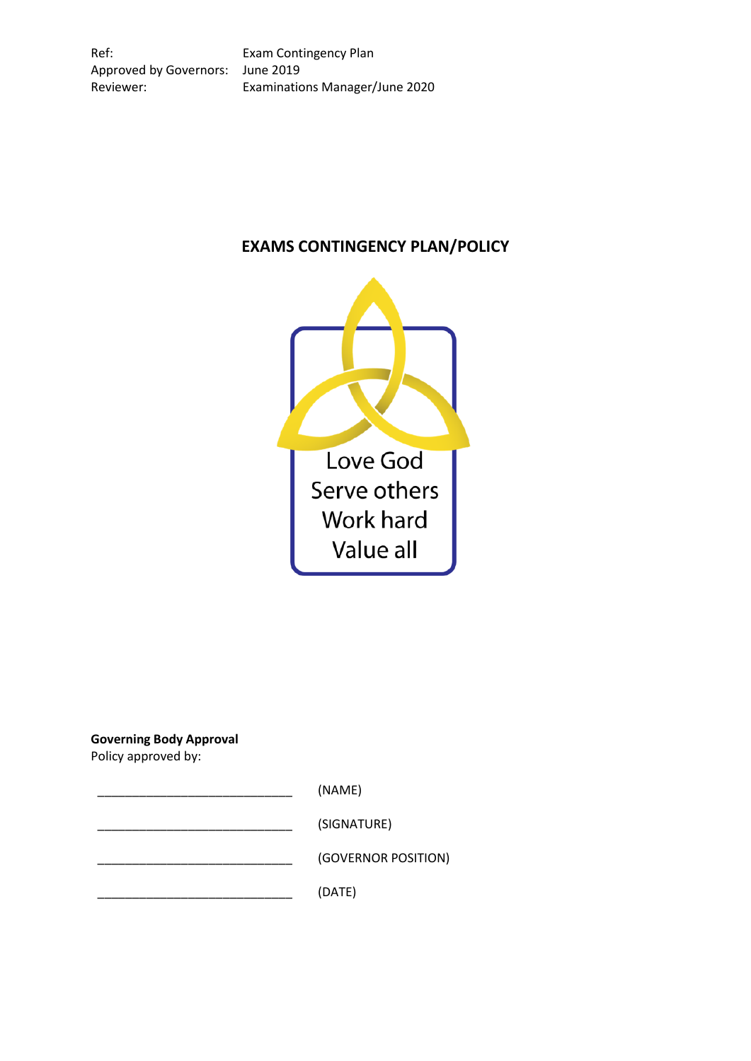| | |
|---|---|
| Ref: | Exam Contingency Plan |
| Approved by Governors: | June 2019 |
| Reviewer: | Examinations Manager/June 2020 |

# EXAMS CONTINGENCY PLAN/POLICY

Love God
Serve others
Work hard
Value all

**Governing Body Approval**
Policy approved by:

_____________________________ (NAME)

_____________________________ (SIGNATURE)

_____________________________ (GOVERNOR POSITION)

_____________________________ (DATE)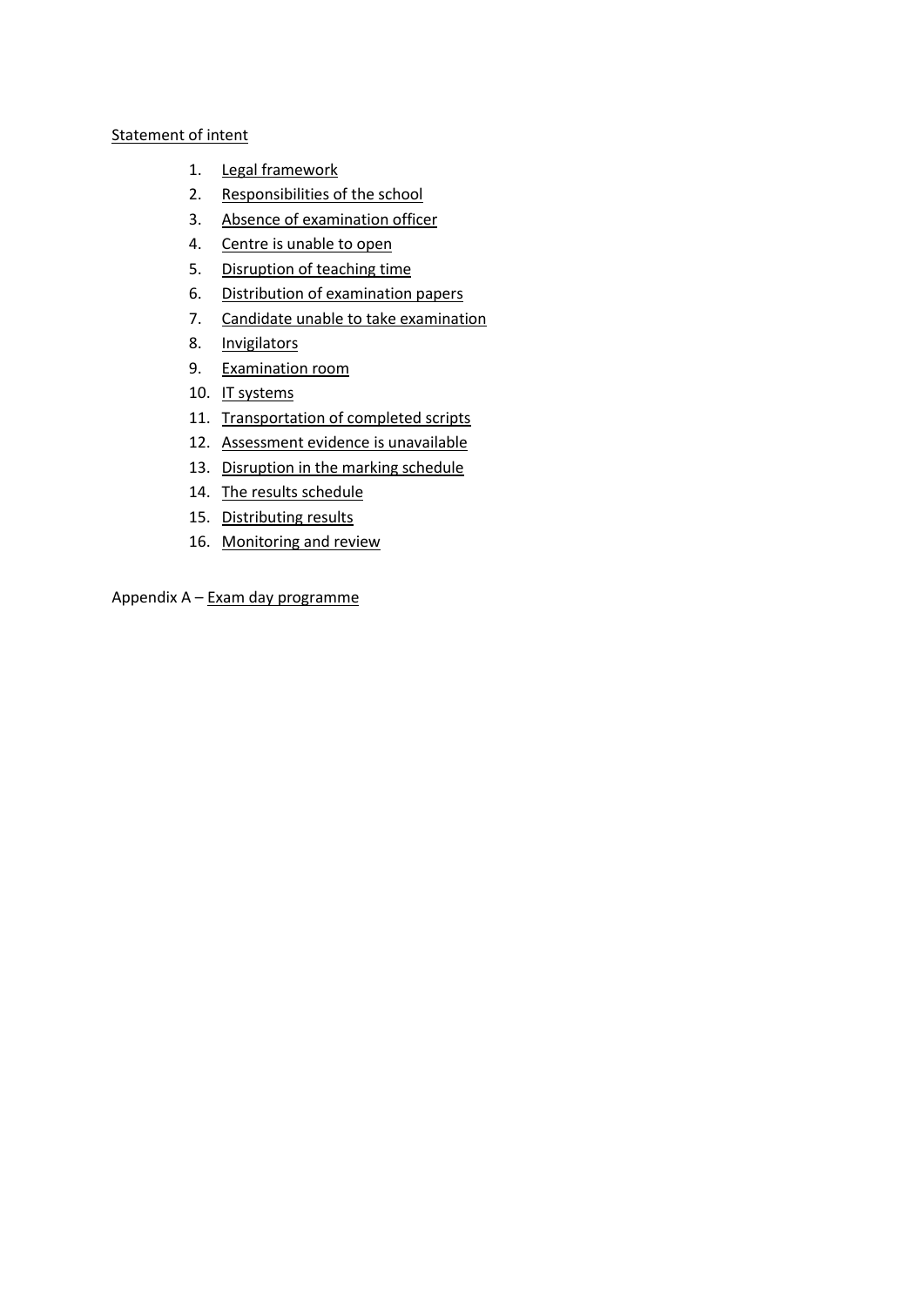Statement of intent

1. Legal framework
2. Responsibilities of the school
3. Absence of examination officer
4. Centre is unable to open
5. Disruption of teaching time
6. Distribution of examination papers
7. Candidate unable to take examination
8. Invigilators
9. Examination room
10. IT systems
11. Transportation of completed scripts
12. Assessment evidence is unavailable
13. Disruption in the marking schedule
14. The results schedule
15. Distributing results
16. Monitoring and review

Appendix A – Exam day programme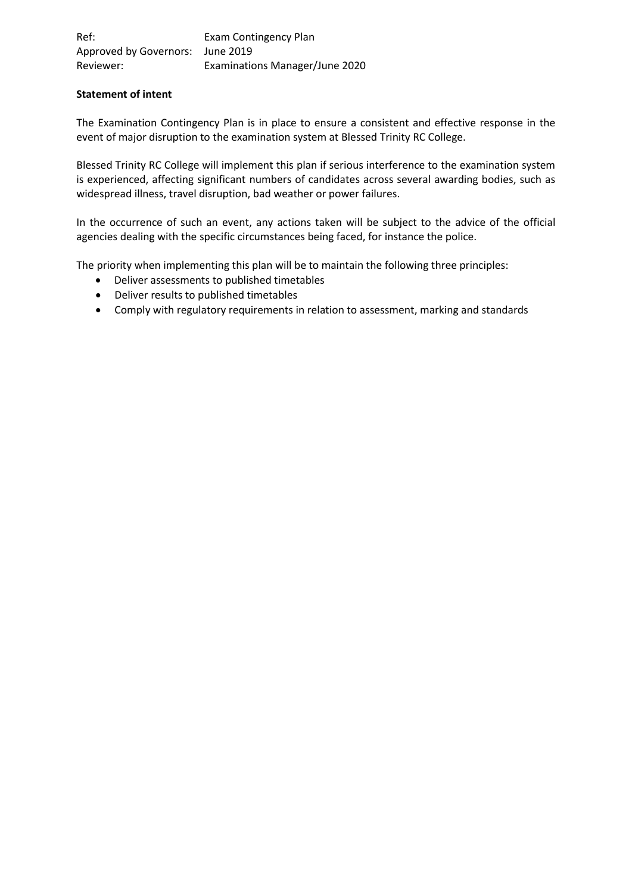Ref: Exam Contingency Plan
Approved by Governors: June 2019
Reviewer: Examinations Manager/June 2020

**Statement of intent**

The Examination Contingency Plan is in place to ensure a consistent and effective response in the event of major disruption to the examination system at Blessed Trinity RC College.

Blessed Trinity RC College will implement this plan if serious interference to the examination system is experienced, affecting significant numbers of candidates across several awarding bodies, such as widespread illness, travel disruption, bad weather or power failures.

In the occurrence of such an event, any actions taken will be subject to the advice of the official agencies dealing with the specific circumstances being faced, for instance the police.

The priority when implementing this plan will be to maintain the following three principles:

- Deliver assessments to published timetables
- Deliver results to published timetables
- Comply with regulatory requirements in relation to assessment, marking and standards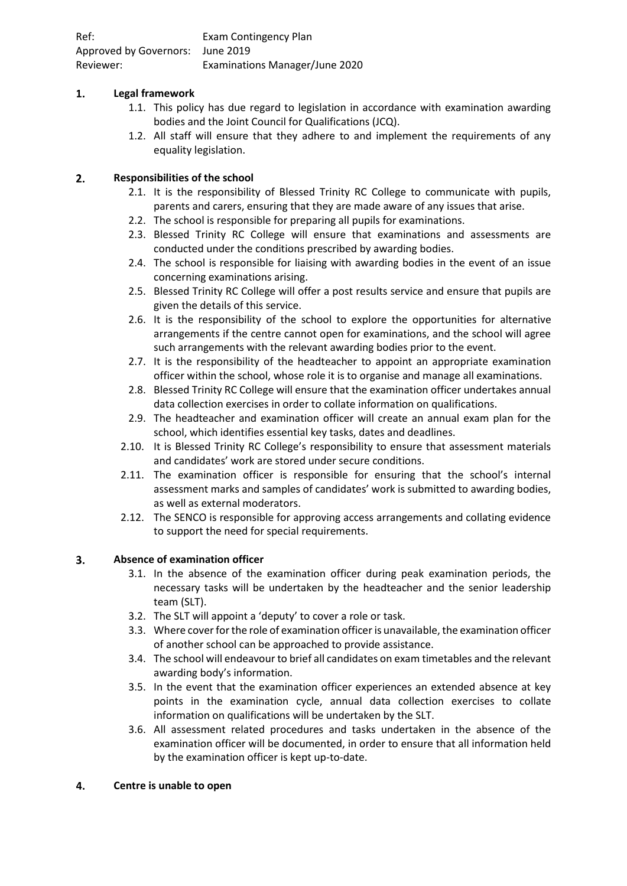Ref: Exam Contingency Plan
Approved by Governors: June 2019
Reviewer: Examinations Manager/June 2020

## 1. Legal framework

1.1. This policy has due regard to legislation in accordance with examination awarding bodies and the Joint Council for Qualifications (JCQ).

1.2. All staff will ensure that they adhere to and implement the requirements of any equality legislation.

## 2. Responsibilities of the school

2.1. It is the responsibility of Blessed Trinity RC College to communicate with pupils, parents and carers, ensuring that they are made aware of any issues that arise.

2.2. The school is responsible for preparing all pupils for examinations.

2.3. Blessed Trinity RC College will ensure that examinations and assessments are conducted under the conditions prescribed by awarding bodies.

2.4. The school is responsible for liaising with awarding bodies in the event of an issue concerning examinations arising.

2.5. Blessed Trinity RC College will offer a post results service and ensure that pupils are given the details of this service.

2.6. It is the responsibility of the school to explore the opportunities for alternative arrangements if the centre cannot open for examinations, and the school will agree such arrangements with the relevant awarding bodies prior to the event.

2.7. It is the responsibility of the headteacher to appoint an appropriate examination officer within the school, whose role it is to organise and manage all examinations.

2.8. Blessed Trinity RC College will ensure that the examination officer undertakes annual data collection exercises in order to collate information on qualifications.

2.9. The headteacher and examination officer will create an annual exam plan for the school, which identifies essential key tasks, dates and deadlines.

2.10. It is Blessed Trinity RC College's responsibility to ensure that assessment materials and candidates' work are stored under secure conditions.

2.11. The examination officer is responsible for ensuring that the school's internal assessment marks and samples of candidates' work is submitted to awarding bodies, as well as external moderators.

2.12. The SENCO is responsible for approving access arrangements and collating evidence to support the need for special requirements.

## 3. Absence of examination officer

3.1. In the absence of the examination officer during peak examination periods, the necessary tasks will be undertaken by the headteacher and the senior leadership team (SLT).

3.2. The SLT will appoint a 'deputy' to cover a role or task.

3.3. Where cover for the role of examination officer is unavailable, the examination officer of another school can be approached to provide assistance.

3.4. The school will endeavour to brief all candidates on exam timetables and the relevant awarding body's information.

3.5. In the event that the examination officer experiences an extended absence at key points in the examination cycle, annual data collection exercises to collate information on qualifications will be undertaken by the SLT.

3.6. All assessment related procedures and tasks undertaken in the absence of the examination officer will be documented, in order to ensure that all information held by the examination officer is kept up-to-date.

## 4. Centre is unable to open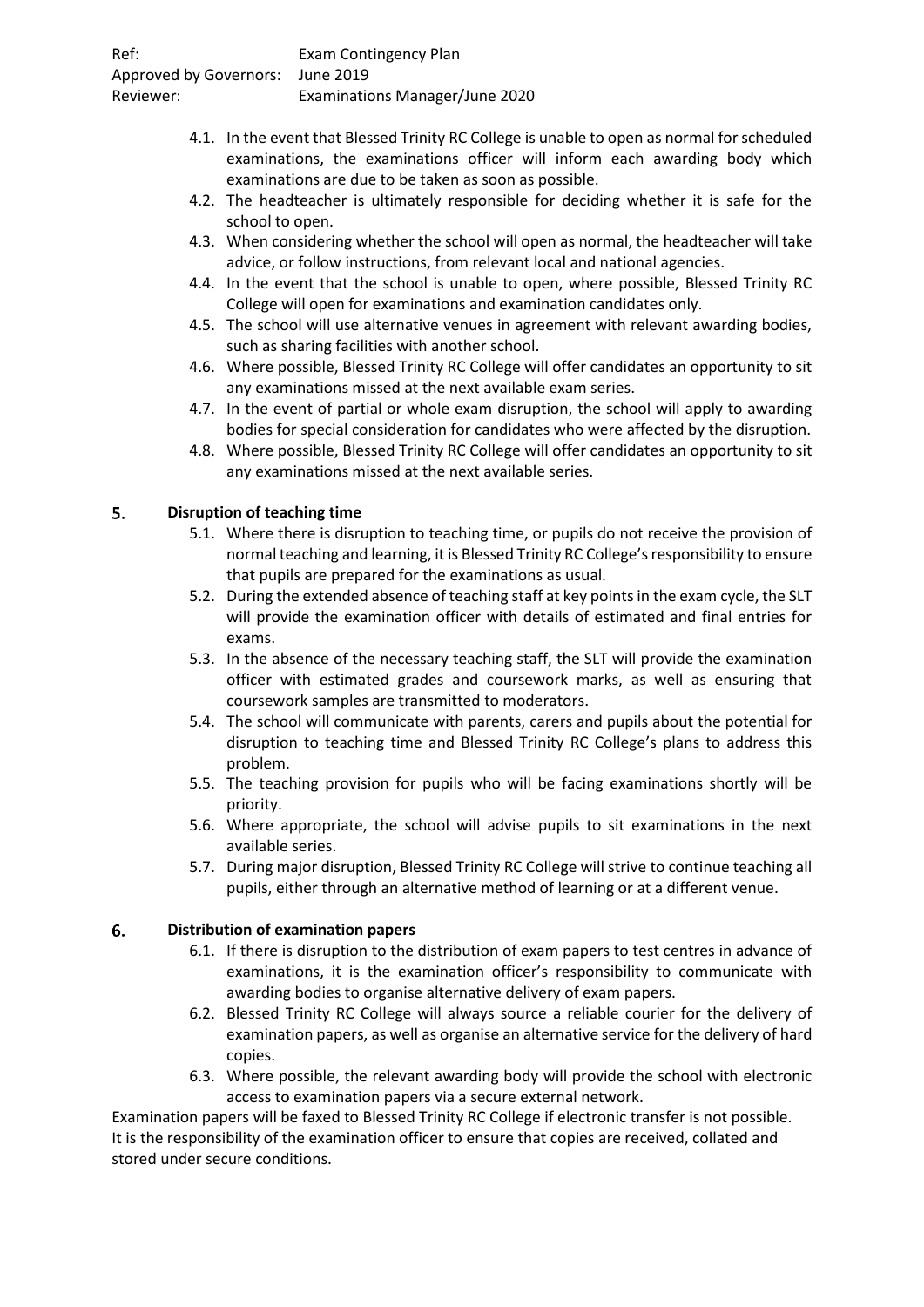4.1. In the event that Blessed Trinity RC College is unable to open as normal for scheduled examinations, the examinations officer will inform each awarding body which examinations are due to be taken as soon as possible.

4.2. The headteacher is ultimately responsible for deciding whether it is safe for the school to open.

4.3. When considering whether the school will open as normal, the headteacher will take advice, or follow instructions, from relevant local and national agencies.

4.4. In the event that the school is unable to open, where possible, Blessed Trinity RC College will open for examinations and examination candidates only.

4.5. The school will use alternative venues in agreement with relevant awarding bodies, such as sharing facilities with another school.

4.6. Where possible, Blessed Trinity RC College will offer candidates an opportunity to sit any examinations missed at the next available exam series.

4.7. In the event of partial or whole exam disruption, the school will apply to awarding bodies for special consideration for candidates who were affected by the disruption.

4.8. Where possible, Blessed Trinity RC College will offer candidates an opportunity to sit any examinations missed at the next available series.

## 5. Disruption of teaching time

5.1. Where there is disruption to teaching time, or pupils do not receive the provision of normal teaching and learning, it is Blessed Trinity RC College's responsibility to ensure that pupils are prepared for the examinations as usual.

5.2. During the extended absence of teaching staff at key points in the exam cycle, the SLT will provide the examination officer with details of estimated and final entries for exams.

5.3. In the absence of the necessary teaching staff, the SLT will provide the examination officer with estimated grades and coursework marks, as well as ensuring that coursework samples are transmitted to moderators.

5.4. The school will communicate with parents, carers and pupils about the potential for disruption to teaching time and Blessed Trinity RC College's plans to address this problem.

5.5. The teaching provision for pupils who will be facing examinations shortly will be priority.

5.6. Where appropriate, the school will advise pupils to sit examinations in the next available series.

5.7. During major disruption, Blessed Trinity RC College will strive to continue teaching all pupils, either through an alternative method of learning or at a different venue.

## 6. Distribution of examination papers

6.1. If there is disruption to the distribution of exam papers to test centres in advance of examinations, it is the examination officer's responsibility to communicate with awarding bodies to organise alternative delivery of exam papers.

6.2. Blessed Trinity RC College will always source a reliable courier for the delivery of examination papers, as well as organise an alternative service for the delivery of hard copies.

6.3. Where possible, the relevant awarding body will provide the school with electronic access to examination papers via a secure external network.

Examination papers will be faxed to Blessed Trinity RC College if electronic transfer is not possible. It is the responsibility of the examination officer to ensure that copies are received, collated and stored under secure conditions.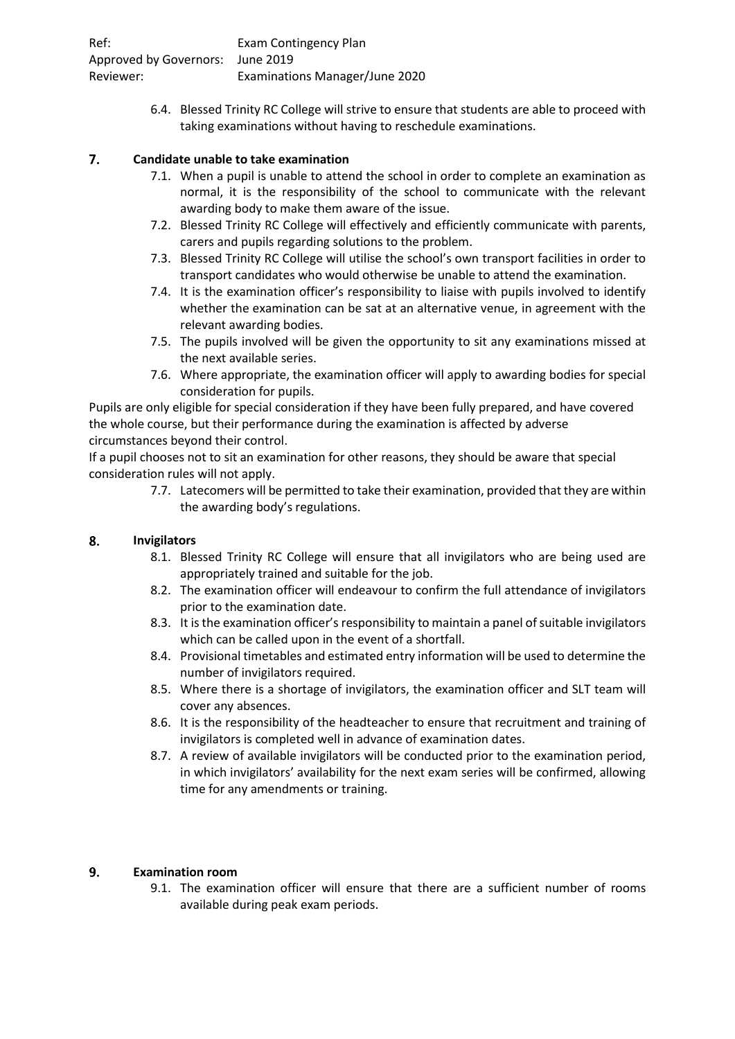6.4. Blessed Trinity RC College will strive to ensure that students are able to proceed with taking examinations without having to reschedule examinations.

## 7. Candidate unable to take examination

7.1. When a pupil is unable to attend the school in order to complete an examination as normal, it is the responsibility of the school to communicate with the relevant awarding body to make them aware of the issue.

7.2. Blessed Trinity RC College will effectively and efficiently communicate with parents, carers and pupils regarding solutions to the problem.

7.3. Blessed Trinity RC College will utilise the school's own transport facilities in order to transport candidates who would otherwise be unable to attend the examination.

7.4. It is the examination officer's responsibility to liaise with pupils involved to identify whether the examination can be sat at an alternative venue, in agreement with the relevant awarding bodies.

7.5. The pupils involved will be given the opportunity to sit any examinations missed at the next available series.

7.6. Where appropriate, the examination officer will apply to awarding bodies for special consideration for pupils.

Pupils are only eligible for special consideration if they have been fully prepared, and have covered the whole course, but their performance during the examination is affected by adverse circumstances beyond their control.

If a pupil chooses not to sit an examination for other reasons, they should be aware that special consideration rules will not apply.

7.7. Latecomers will be permitted to take their examination, provided that they are within the awarding body's regulations.

## 8. Invigilators

8.1. Blessed Trinity RC College will ensure that all invigilators who are being used are appropriately trained and suitable for the job.

8.2. The examination officer will endeavour to confirm the full attendance of invigilators prior to the examination date.

8.3. It is the examination officer's responsibility to maintain a panel of suitable invigilators which can be called upon in the event of a shortfall.

8.4. Provisional timetables and estimated entry information will be used to determine the number of invigilators required.

8.5. Where there is a shortage of invigilators, the examination officer and SLT team will cover any absences.

8.6. It is the responsibility of the headteacher to ensure that recruitment and training of invigilators is completed well in advance of examination dates.

8.7. A review of available invigilators will be conducted prior to the examination period, in which invigilators' availability for the next exam series will be confirmed, allowing time for any amendments or training.

## 9. Examination room

9.1. The examination officer will ensure that there are a sufficient number of rooms available during peak exam periods.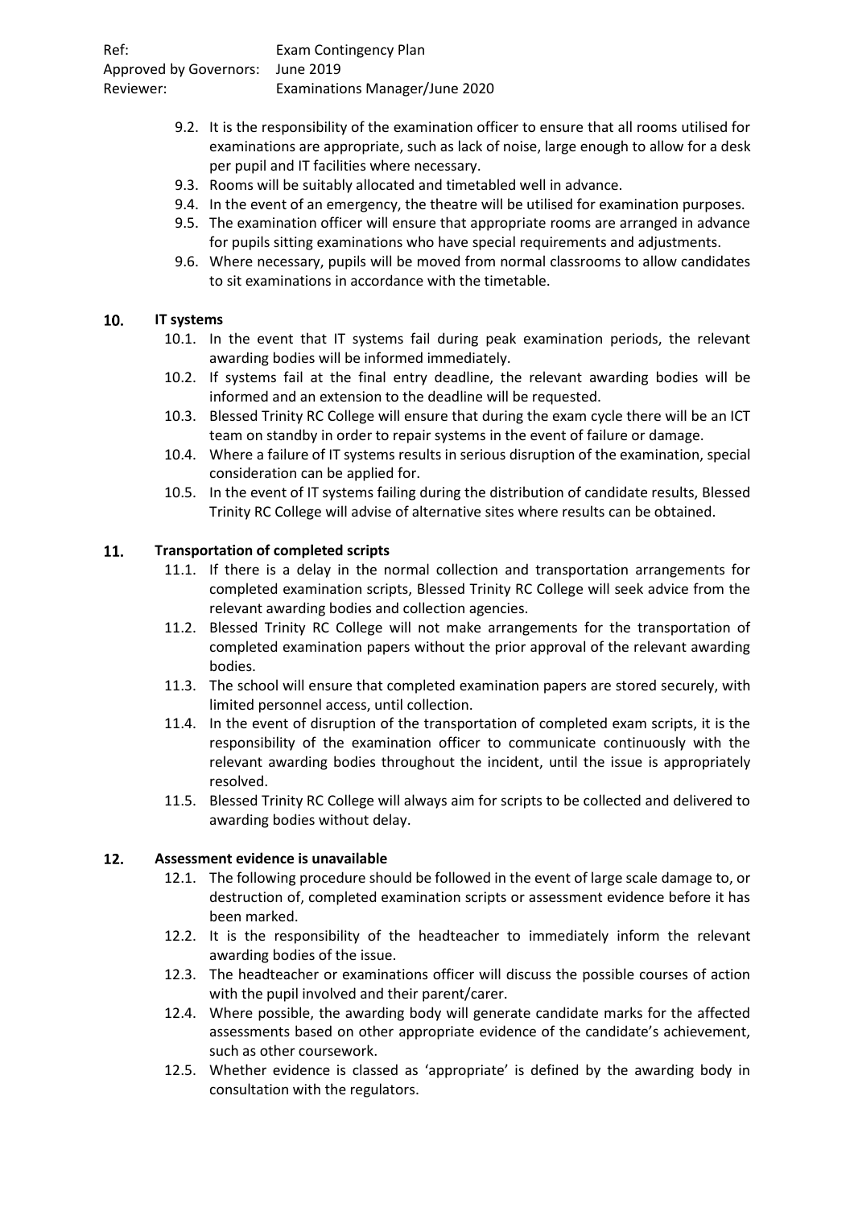9.2. It is the responsibility of the examination officer to ensure that all rooms utilised for examinations are appropriate, such as lack of noise, large enough to allow for a desk per pupil and IT facilities where necessary.

9.3. Rooms will be suitably allocated and timetabled well in advance.

9.4. In the event of an emergency, the theatre will be utilised for examination purposes.

9.5. The examination officer will ensure that appropriate rooms are arranged in advance for pupils sitting examinations who have special requirements and adjustments.

9.6. Where necessary, pupils will be moved from normal classrooms to allow candidates to sit examinations in accordance with the timetable.

## 10. IT systems

10.1. In the event that IT systems fail during peak examination periods, the relevant awarding bodies will be informed immediately.

10.2. If systems fail at the final entry deadline, the relevant awarding bodies will be informed and an extension to the deadline will be requested.

10.3. Blessed Trinity RC College will ensure that during the exam cycle there will be an ICT team on standby in order to repair systems in the event of failure or damage.

10.4. Where a failure of IT systems results in serious disruption of the examination, special consideration can be applied for.

10.5. In the event of IT systems failing during the distribution of candidate results, Blessed Trinity RC College will advise of alternative sites where results can be obtained.

## 11. Transportation of completed scripts

11.1. If there is a delay in the normal collection and transportation arrangements for completed examination scripts, Blessed Trinity RC College will seek advice from the relevant awarding bodies and collection agencies.

11.2. Blessed Trinity RC College will not make arrangements for the transportation of completed examination papers without the prior approval of the relevant awarding bodies.

11.3. The school will ensure that completed examination papers are stored securely, with limited personnel access, until collection.

11.4. In the event of disruption of the transportation of completed exam scripts, it is the responsibility of the examination officer to communicate continuously with the relevant awarding bodies throughout the incident, until the issue is appropriately resolved.

11.5. Blessed Trinity RC College will always aim for scripts to be collected and delivered to awarding bodies without delay.

## 12. Assessment evidence is unavailable

12.1. The following procedure should be followed in the event of large scale damage to, or destruction of, completed examination scripts or assessment evidence before it has been marked.

12.2. It is the responsibility of the headteacher to immediately inform the relevant awarding bodies of the issue.

12.3. The headteacher or examinations officer will discuss the possible courses of action with the pupil involved and their parent/carer.

12.4. Where possible, the awarding body will generate candidate marks for the affected assessments based on other appropriate evidence of the candidate's achievement, such as other coursework.

12.5. Whether evidence is classed as 'appropriate' is defined by the awarding body in consultation with the regulators.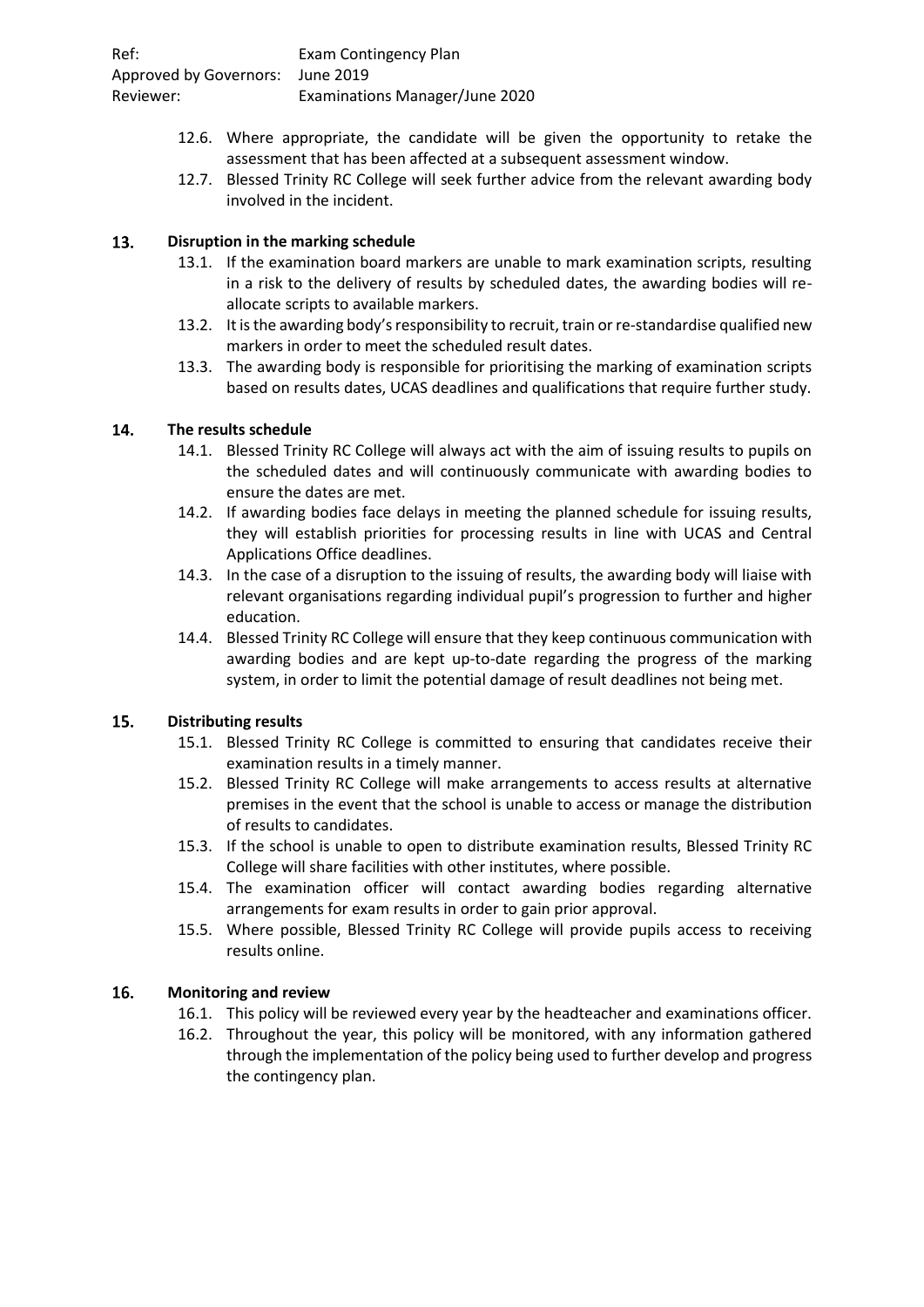12.6. Where appropriate, the candidate will be given the opportunity to retake the assessment that has been affected at a subsequent assessment window.

12.7. Blessed Trinity RC College will seek further advice from the relevant awarding body involved in the incident.

## 13. Disruption in the marking schedule

13.1. If the examination board markers are unable to mark examination scripts, resulting in a risk to the delivery of results by scheduled dates, the awarding bodies will re-allocate scripts to available markers.

13.2. It is the awarding body's responsibility to recruit, train or re-standardise qualified new markers in order to meet the scheduled result dates.

13.3. The awarding body is responsible for prioritising the marking of examination scripts based on results dates, UCAS deadlines and qualifications that require further study.

## 14. The results schedule

14.1. Blessed Trinity RC College will always act with the aim of issuing results to pupils on the scheduled dates and will continuously communicate with awarding bodies to ensure the dates are met.

14.2. If awarding bodies face delays in meeting the planned schedule for issuing results, they will establish priorities for processing results in line with UCAS and Central Applications Office deadlines.

14.3. In the case of a disruption to the issuing of results, the awarding body will liaise with relevant organisations regarding individual pupil's progression to further and higher education.

14.4. Blessed Trinity RC College will ensure that they keep continuous communication with awarding bodies and are kept up-to-date regarding the progress of the marking system, in order to limit the potential damage of result deadlines not being met.

## 15. Distributing results

15.1. Blessed Trinity RC College is committed to ensuring that candidates receive their examination results in a timely manner.

15.2. Blessed Trinity RC College will make arrangements to access results at alternative premises in the event that the school is unable to access or manage the distribution of results to candidates.

15.3. If the school is unable to open to distribute examination results, Blessed Trinity RC College will share facilities with other institutes, where possible.

15.4. The examination officer will contact awarding bodies regarding alternative arrangements for exam results in order to gain prior approval.

15.5. Where possible, Blessed Trinity RC College will provide pupils access to receiving results online.

## 16. Monitoring and review

16.1. This policy will be reviewed every year by the headteacher and examinations officer.

16.2. Throughout the year, this policy will be monitored, with any information gathered through the implementation of the policy being used to further develop and progress the contingency plan.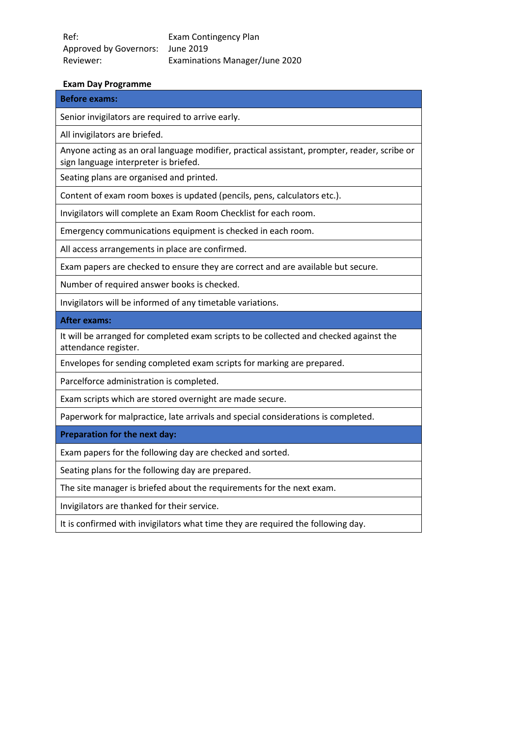| | |
|---|---|
| Ref: | Exam Contingency Plan |
| Approved by Governors: | June 2019 |
| Reviewer: | Examinations Manager/June 2020 |

**Exam Day Programme**

| **Before exams:** |
|---|
| Senior invigilators are required to arrive early. |
| All invigilators are briefed. |
| Anyone acting as an oral language modifier, practical assistant, prompter, reader, scribe or sign language interpreter is briefed. |
| Seating plans are organised and printed. |
| Content of exam room boxes is updated (pencils, pens, calculators etc.). |
| Invigilators will complete an Exam Room Checklist for each room. |
| Emergency communications equipment is checked in each room. |
| All access arrangements in place are confirmed. |
| Exam papers are checked to ensure they are correct and are available but secure. |
| Number of required answer books is checked. |
| Invigilators will be informed of any timetable variations. |
| **After exams:** |
| It will be arranged for completed exam scripts to be collected and checked against the attendance register. |
| Envelopes for sending completed exam scripts for marking are prepared. |
| Parcelforce administration is completed. |
| Exam scripts which are stored overnight are made secure. |
| Paperwork for malpractice, late arrivals and special considerations is completed. |
| **Preparation for the next day:** |
| Exam papers for the following day are checked and sorted. |
| Seating plans for the following day are prepared. |
| The site manager is briefed about the requirements for the next exam. |
| Invigilators are thanked for their service. |
| It is confirmed with invigilators what time they are required the following day. |